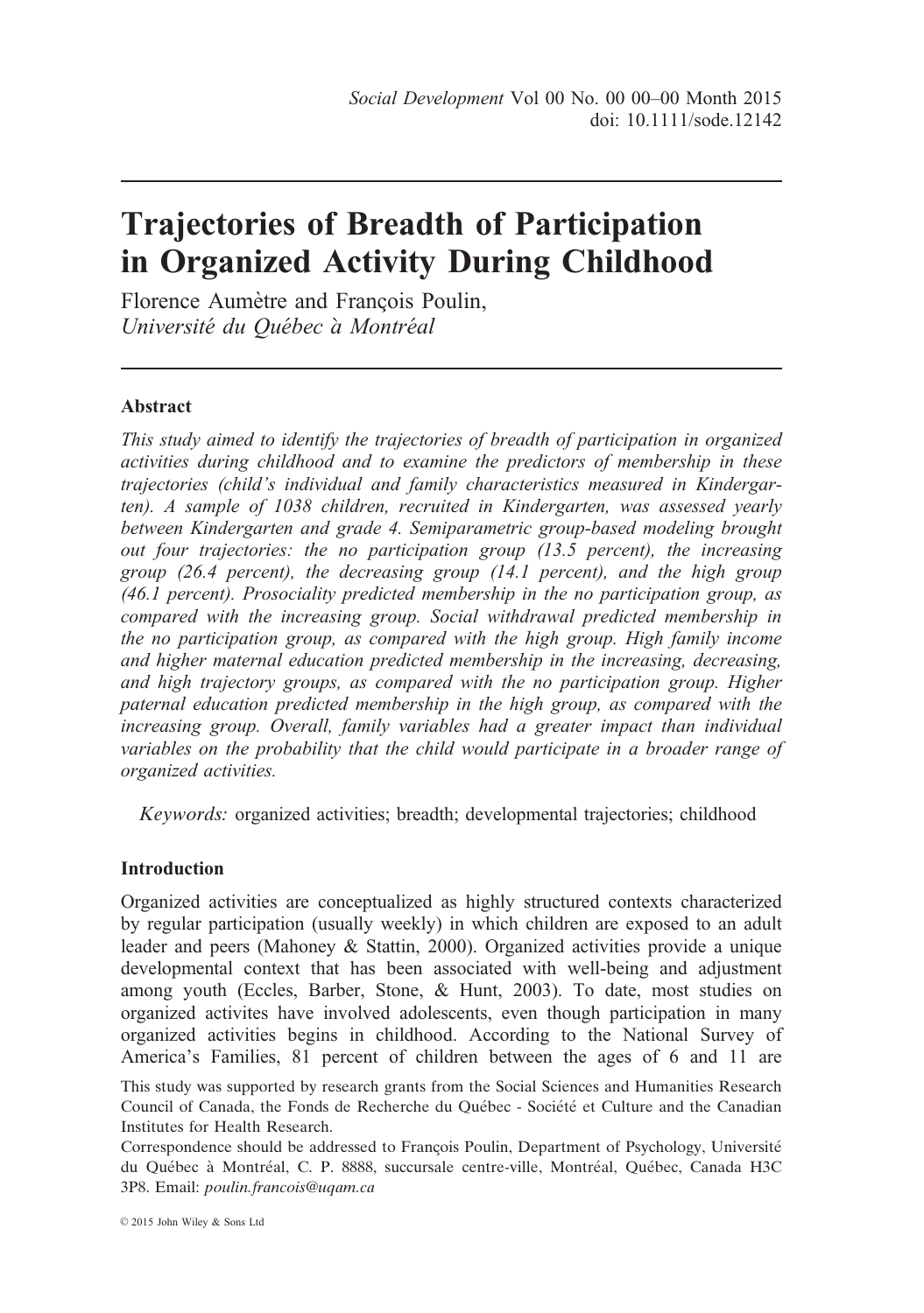# Trajectories of Breadth of Participation in Organized Activity During Childhood

Florence Aumètre and François Poulin,
*Université du Québec à Montréal*

## Abstract

*This study aimed to identify the trajectories of breadth of participation in organized activities during childhood and to examine the predictors of membership in these trajectories (child's individual and family characteristics measured in Kindergarten). A sample of 1038 children, recruited in Kindergarten, was assessed yearly between Kindergarten and grade 4. Semiparametric group-based modeling brought out four trajectories: the no participation group (13.5 percent), the increasing group (26.4 percent), the decreasing group (14.1 percent), and the high group (46.1 percent). Prosociality predicted membership in the no participation group, as compared with the increasing group. Social withdrawal predicted membership in the no participation group, as compared with the high group. High family income and higher maternal education predicted membership in the increasing, decreasing, and high trajectory groups, as compared with the no participation group. Higher paternal education predicted membership in the high group, as compared with the increasing group. Overall, family variables had a greater impact than individual variables on the probability that the child would participate in a broader range of organized activities.*

*Keywords:* organized activities; breadth; developmental trajectories; childhood

## Introduction

Organized activities are conceptualized as highly structured contexts characterized by regular participation (usually weekly) in which children are exposed to an adult leader and peers (Mahoney & Stattin, 2000). Organized activities provide a unique developmental context that has been associated with well-being and adjustment among youth (Eccles, Barber, Stone, & Hunt, 2003). To date, most studies on organized activites have involved adolescents, even though participation in many organized activities begins in childhood. According to the National Survey of America's Families, 81 percent of children between the ages of 6 and 11 are

This study was supported by research grants from the Social Sciences and Humanities Research Council of Canada, the Fonds de Recherche du Québec - Société et Culture and the Canadian Institutes for Health Research.

Correspondence should be addressed to François Poulin, Department of Psychology, Université du Québec à Montréal, C. P. 8888, succursale centre-ville, Montréal, Québec, Canada H3C 3P8. Email: *poulin.francois@uqam.ca*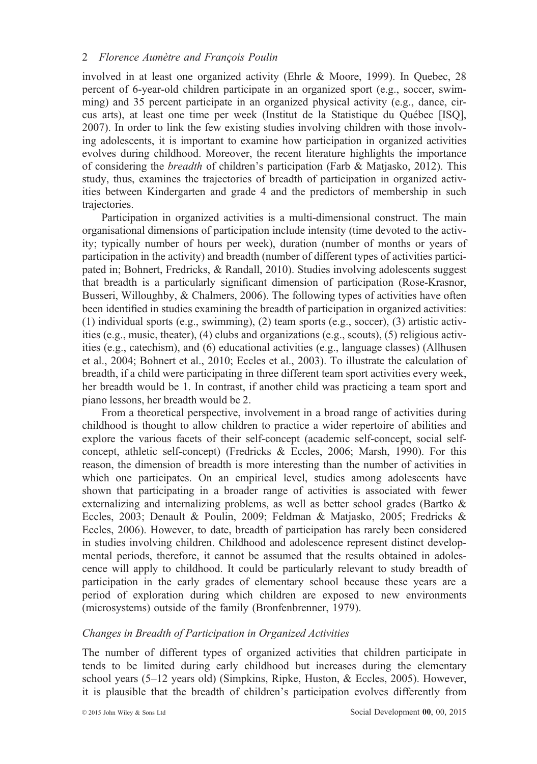involved in at least one organized activity (Ehrle & Moore, 1999). In Quebec, 28 percent of 6-year-old children participate in an organized sport (e.g., soccer, swimming) and 35 percent participate in an organized physical activity (e.g., dance, circus arts), at least one time per week (Institut de la Statistique du Québec [ISQ], 2007). In order to link the few existing studies involving children with those involving adolescents, it is important to examine how participation in organized activities evolves during childhood. Moreover, the recent literature highlights the importance of considering the *breadth* of children's participation (Farb & Matjasko, 2012). This study, thus, examines the trajectories of breadth of participation in organized activities between Kindergarten and grade 4 and the predictors of membership in such trajectories.

Participation in organized activities is a multi-dimensional construct. The main organisational dimensions of participation include intensity (time devoted to the activity; typically number of hours per week), duration (number of months or years of participation in the activity) and breadth (number of different types of activities participated in; Bohnert, Fredricks, & Randall, 2010). Studies involving adolescents suggest that breadth is a particularly significant dimension of participation (Rose-Krasnor, Busseri, Willoughby, & Chalmers, 2006). The following types of activities have often been identified in studies examining the breadth of participation in organized activities: (1) individual sports (e.g., swimming), (2) team sports (e.g., soccer), (3) artistic activities (e.g., music, theater), (4) clubs and organizations (e.g., scouts), (5) religious activities (e.g., catechism), and (6) educational activities (e.g., language classes) (Allhusen et al., 2004; Bohnert et al., 2010; Eccles et al., 2003). To illustrate the calculation of breadth, if a child were participating in three different team sport activities every week, her breadth would be 1. In contrast, if another child was practicing a team sport and piano lessons, her breadth would be 2.

From a theoretical perspective, involvement in a broad range of activities during childhood is thought to allow children to practice a wider repertoire of abilities and explore the various facets of their self-concept (academic self-concept, social self-concept, athletic self-concept) (Fredricks & Eccles, 2006; Marsh, 1990). For this reason, the dimension of breadth is more interesting than the number of activities in which one participates. On an empirical level, studies among adolescents have shown that participating in a broader range of activities is associated with fewer externalizing and internalizing problems, as well as better school grades (Bartko & Eccles, 2003; Denault & Poulin, 2009; Feldman & Matjasko, 2005; Fredricks & Eccles, 2006). However, to date, breadth of participation has rarely been considered in studies involving children. Childhood and adolescence represent distinct developmental periods, therefore, it cannot be assumed that the results obtained in adolescence will apply to childhood. It could be particularly relevant to study breadth of participation in the early grades of elementary school because these years are a period of exploration during which children are exposed to new environments (microsystems) outside of the family (Bronfenbrenner, 1979).

### *Changes in Breadth of Participation in Organized Activities*

The number of different types of organized activities that children participate in tends to be limited during early childhood but increases during the elementary school years (5–12 years old) (Simpkins, Ripke, Huston, & Eccles, 2005). However, it is plausible that the breadth of children's participation evolves differently from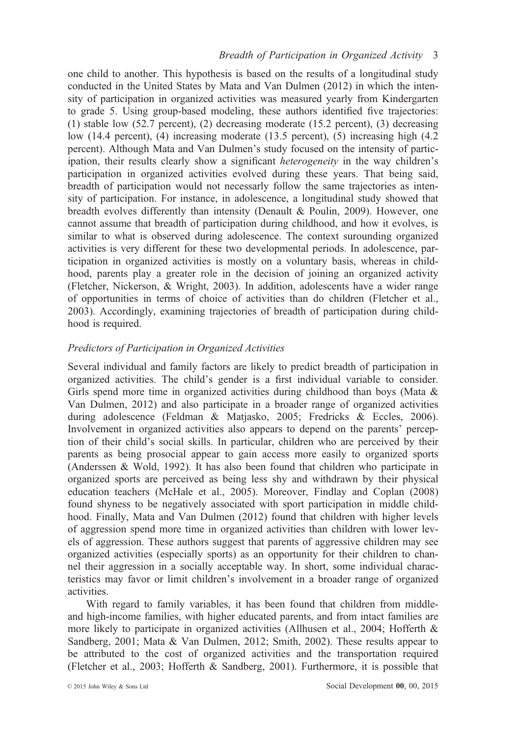one child to another. This hypothesis is based on the results of a longitudinal study conducted in the United States by Mata and Van Dulmen (2012) in which the intensity of participation in organized activities was measured yearly from Kindergarten to grade 5. Using group-based modeling, these authors identified five trajectories: (1) stable low (52.7 percent), (2) decreasing moderate (15.2 percent), (3) decreasing low (14.4 percent), (4) increasing moderate (13.5 percent), (5) increasing high (4.2 percent). Although Mata and Van Dulmen's study focused on the intensity of participation, their results clearly show a significant *heterogeneity* in the way children's participation in organized activities evolved during these years. That being said, breadth of participation would not necessarily follow the same trajectories as intensity of participation. For instance, in adolescence, a longitudinal study showed that breadth evolves differently than intensity (Denault & Poulin, 2009). However, one cannot assume that breadth of participation during childhood, and how it evolves, is similar to what is observed during adolescence. The context surounding organized activities is very different for these two developmental periods. In adolescence, participation in organized activities is mostly on a voluntary basis, whereas in childhood, parents play a greater role in the decision of joining an organized activity (Fletcher, Nickerson, & Wright, 2003). In addition, adolescents have a wider range of opportunities in terms of choice of activities than do children (Fletcher et al., 2003). Accordingly, examining trajectories of breadth of participation during childhood is required.

### *Predictors of Participation in Organized Activities*

Several individual and family factors are likely to predict breadth of participation in organized activities. The child's gender is a first individual variable to consider. Girls spend more time in organized activities during childhood than boys (Mata & Van Dulmen, 2012) and also participate in a broader range of organized activities during adolescence (Feldman & Matjasko, 2005; Fredricks & Eccles, 2006). Involvement in organized activities also appears to depend on the parents' perception of their child's social skills. In particular, children who are perceived by their parents as being prosocial appear to gain access more easily to organized sports (Anderssen & Wold, 1992). It has also been found that children who participate in organized sports are perceived as being less shy and withdrawn by their physical education teachers (McHale et al., 2005). Moreover, Findlay and Coplan (2008) found shyness to be negatively associated with sport participation in middle childhood. Finally, Mata and Van Dulmen (2012) found that children with higher levels of aggression spend more time in organized activities than children with lower levels of aggression. These authors suggest that parents of aggressive children may see organized activities (especially sports) as an opportunity for their children to channel their aggression in a socially acceptable way. In short, some individual characteristics may favor or limit children's involvement in a broader range of organized activities.

With regard to family variables, it has been found that children from middle- and high-income families, with higher educated parents, and from intact families are more likely to participate in organized activities (Allhusen et al., 2004; Hofferth & Sandberg, 2001; Mata & Van Dulmen, 2012; Smith, 2002). These results appear to be attributed to the cost of organized activities and the transportation required (Fletcher et al., 2003; Hofferth & Sandberg, 2001). Furthermore, it is possible that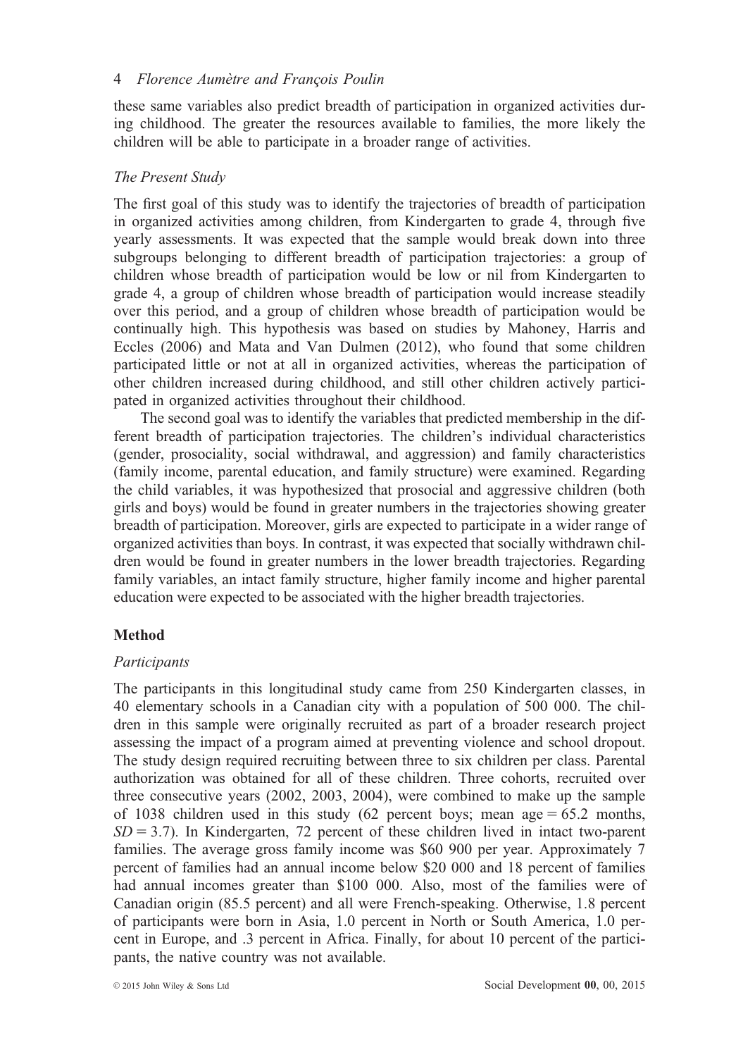these same variables also predict breadth of participation in organized activities during childhood. The greater the resources available to families, the more likely the children will be able to participate in a broader range of activities.

### *The Present Study*

The first goal of this study was to identify the trajectories of breadth of participation in organized activities among children, from Kindergarten to grade 4, through five yearly assessments. It was expected that the sample would break down into three subgroups belonging to different breadth of participation trajectories: a group of children whose breadth of participation would be low or nil from Kindergarten to grade 4, a group of children whose breadth of participation would increase steadily over this period, and a group of children whose breadth of participation would be continually high. This hypothesis was based on studies by Mahoney, Harris and Eccles (2006) and Mata and Van Dulmen (2012), who found that some children participated little or not at all in organized activities, whereas the participation of other children increased during childhood, and still other children actively participated in organized activities throughout their childhood.

The second goal was to identify the variables that predicted membership in the different breadth of participation trajectories. The children's individual characteristics (gender, prosociality, social withdrawal, and aggression) and family characteristics (family income, parental education, and family structure) were examined. Regarding the child variables, it was hypothesized that prosocial and aggressive children (both girls and boys) would be found in greater numbers in the trajectories showing greater breadth of participation. Moreover, girls are expected to participate in a wider range of organized activities than boys. In contrast, it was expected that socially withdrawn children would be found in greater numbers in the lower breadth trajectories. Regarding family variables, an intact family structure, higher family income and higher parental education were expected to be associated with the higher breadth trajectories.

## Method

### *Participants*

The participants in this longitudinal study came from 250 Kindergarten classes, in 40 elementary schools in a Canadian city with a population of 500 000. The children in this sample were originally recruited as part of a broader research project assessing the impact of a program aimed at preventing violence and school dropout. The study design required recruiting between three to six children per class. Parental authorization was obtained for all of these children. Three cohorts, recruited over three consecutive years (2002, 2003, 2004), were combined to make up the sample of 1038 children used in this study (62 percent boys; mean age = 65.2 months, $SD = 3.7$). In Kindergarten, 72 percent of these children lived in intact two-parent families. The average gross family income was \$60 900 per year. Approximately 7 percent of families had an annual income below \$20 000 and 18 percent of families had annual incomes greater than \$100 000. Also, most of the families were of Canadian origin (85.5 percent) and all were French-speaking. Otherwise, 1.8 percent of participants were born in Asia, 1.0 percent in North or South America, 1.0 percent in Europe, and .3 percent in Africa. Finally, for about 10 percent of the participants, the native country was not available.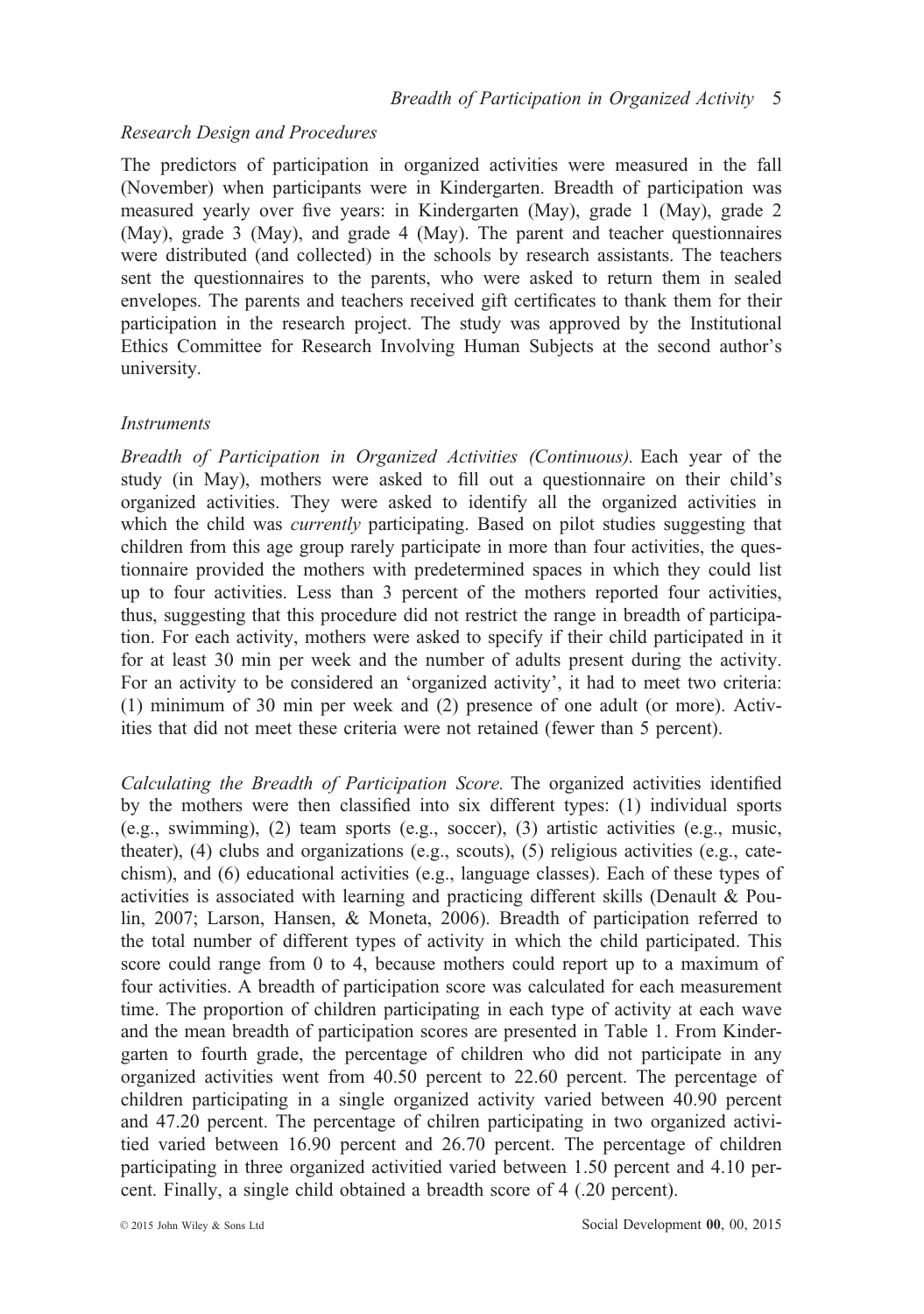### Research Design and Procedures

The predictors of participation in organized activities were measured in the fall (November) when participants were in Kindergarten. Breadth of participation was measured yearly over five years: in Kindergarten (May), grade 1 (May), grade 2 (May), grade 3 (May), and grade 4 (May). The parent and teacher questionnaires were distributed (and collected) in the schools by research assistants. The teachers sent the questionnaires to the parents, who were asked to return them in sealed envelopes. The parents and teachers received gift certificates to thank them for their participation in the research project. The study was approved by the Institutional Ethics Committee for Research Involving Human Subjects at the second author's university.

### Instruments

*Breadth of Participation in Organized Activities (Continuous).* Each year of the study (in May), mothers were asked to fill out a questionnaire on their child's organized activities. They were asked to identify all the organized activities in which the child was *currently* participating. Based on pilot studies suggesting that children from this age group rarely participate in more than four activities, the questionnaire provided the mothers with predetermined spaces in which they could list up to four activities. Less than 3 percent of the mothers reported four activities, thus, suggesting that this procedure did not restrict the range in breadth of participation. For each activity, mothers were asked to specify if their child participated in it for at least 30 min per week and the number of adults present during the activity. For an activity to be considered an 'organized activity', it had to meet two criteria: (1) minimum of 30 min per week and (2) presence of one adult (or more). Activities that did not meet these criteria were not retained (fewer than 5 percent).

*Calculating the Breadth of Participation Score.* The organized activities identified by the mothers were then classified into six different types: (1) individual sports (e.g., swimming), (2) team sports (e.g., soccer), (3) artistic activities (e.g., music, theater), (4) clubs and organizations (e.g., scouts), (5) religious activities (e.g., catechism), and (6) educational activities (e.g., language classes). Each of these types of activities is associated with learning and practicing different skills (Denault & Poulin, 2007; Larson, Hansen, & Moneta, 2006). Breadth of participation referred to the total number of different types of activity in which the child participated. This score could range from 0 to 4, because mothers could report up to a maximum of four activities. A breadth of participation score was calculated for each measurement time. The proportion of children participating in each type of activity at each wave and the mean breadth of participation scores are presented in Table 1. From Kindergarten to fourth grade, the percentage of children who did not participate in any organized activities went from 40.50 percent to 22.60 percent. The percentage of children participating in a single organized activity varied between 40.90 percent and 47.20 percent. The percentage of chilren participating in two organized activitied varied between 16.90 percent and 26.70 percent. The percentage of children participating in three organized activitied varied between 1.50 percent and 4.10 percent. Finally, a single child obtained a breadth score of 4 (.20 percent).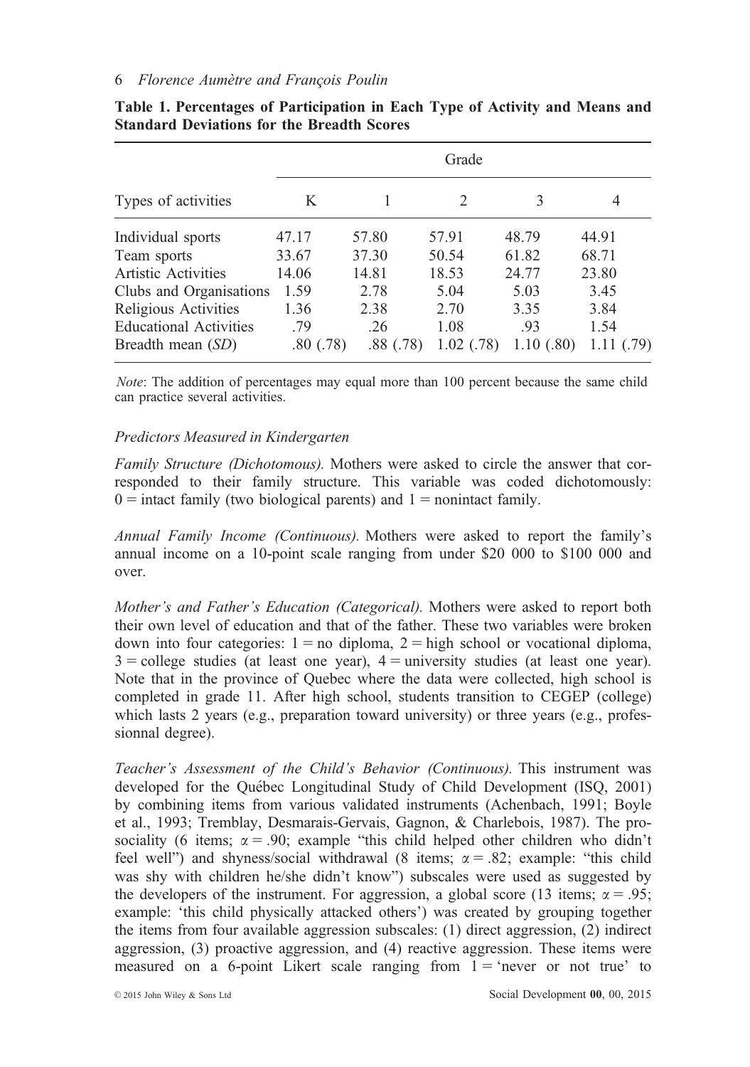**Table 1. Percentages of Participation in Each Type of Activity and Means and Standard Deviations for the Breadth Scores**

| Types of activities | Grade | | | | |
|---|---|---|---|---|---|
| | K | 1 | 2 | 3 | 4 |
| Individual sports | 47.17 | 57.80 | 57.91 | 48.79 | 44.91 |
| Team sports | 33.67 | 37.30 | 50.54 | 61.82 | 68.71 |
| Artistic Activities | 14.06 | 14.81 | 18.53 | 24.77 | 23.80 |
| Clubs and Organisations | 1.59 | 2.78 | 5.04 | 5.03 | 3.45 |
| Religious Activities | 1.36 | 2.38 | 2.70 | 3.35 | 3.84 |
| Educational Activities | .79 | .26 | 1.08 | .93 | 1.54 |
| Breadth mean (*SD*) | .80 (.78) | .88 (.78) | 1.02 (.78) | 1.10 (.80) | 1.11 (.79) |

*Note*: The addition of percentages may equal more than 100 percent because the same child can practice several activities.

### *Predictors Measured in Kindergarten*

*Family Structure (Dichotomous).* Mothers were asked to circle the answer that corresponded to their family structure. This variable was coded dichotomously: 0 = intact family (two biological parents) and 1 = nonintact family.

*Annual Family Income (Continuous).* Mothers were asked to report the family's annual income on a 10-point scale ranging from under \$20 000 to \$100 000 and over.

*Mother's and Father's Education (Categorical).* Mothers were asked to report both their own level of education and that of the father. These two variables were broken down into four categories: 1 = no diploma, 2 = high school or vocational diploma, 3 = college studies (at least one year), 4 = university studies (at least one year). Note that in the province of Quebec where the data were collected, high school is completed in grade 11. After high school, students transition to CEGEP (college) which lasts 2 years (e.g., preparation toward university) or three years (e.g., professionnal degree).

*Teacher's Assessment of the Child's Behavior (Continuous).* This instrument was developed for the Québec Longitudinal Study of Child Development (ISQ, 2001) by combining items from various validated instruments (Achenbach, 1991; Boyle et al., 1993; Tremblay, Desmarais-Gervais, Gagnon, & Charlebois, 1987). The prosociality (6 items; $\alpha = .90$; example "this child helped other children who didn't feel well") and shyness/social withdrawal (8 items; $\alpha = .82$; example: "this child was shy with children he/she didn't know") subscales were used as suggested by the developers of the instrument. For aggression, a global score (13 items; $\alpha = .95$; example: 'this child physically attacked others') was created by grouping together the items from four available aggression subscales: (1) direct aggression, (2) indirect aggression, (3) proactive aggression, and (4) reactive aggression. These items were measured on a 6-point Likert scale ranging from 1 = 'never or not true' to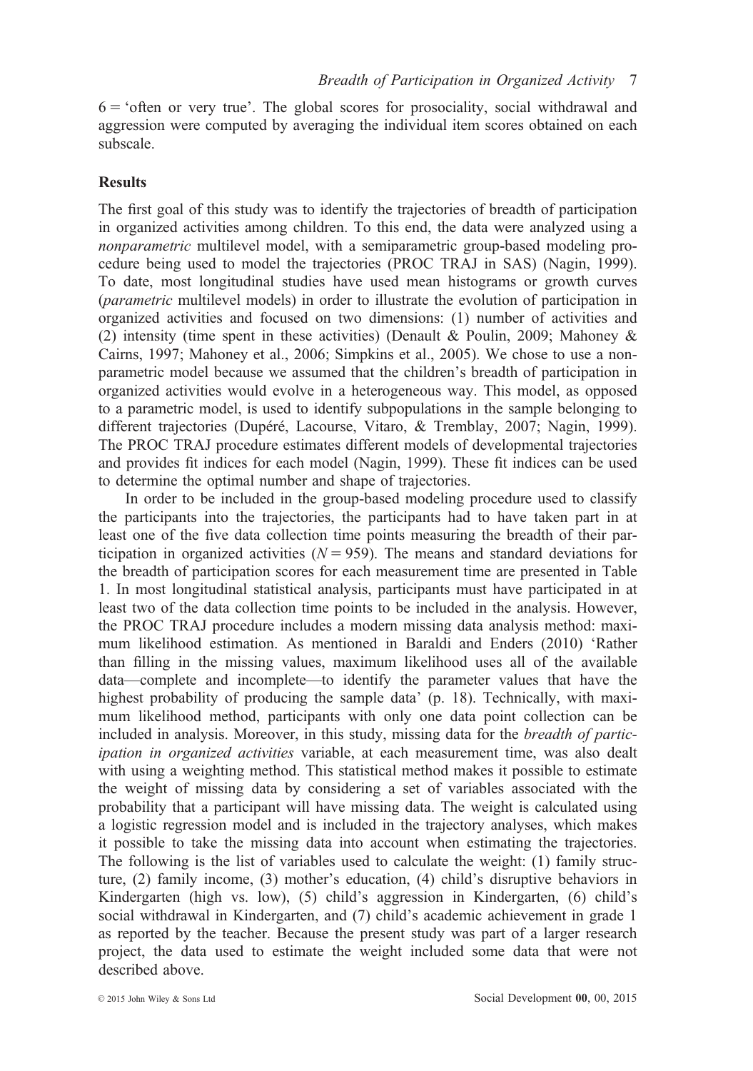6 = 'often or very true'. The global scores for prosociality, social withdrawal and aggression were computed by averaging the individual item scores obtained on each subscale.

## Results

The first goal of this study was to identify the trajectories of breadth of participation in organized activities among children. To this end, the data were analyzed using a *nonparametric* multilevel model, with a semiparametric group-based modeling procedure being used to model the trajectories (PROC TRAJ in SAS) (Nagin, 1999). To date, most longitudinal studies have used mean histograms or growth curves (*parametric* multilevel models) in order to illustrate the evolution of participation in organized activities and focused on two dimensions: (1) number of activities and (2) intensity (time spent in these activities) (Denault & Poulin, 2009; Mahoney & Cairns, 1997; Mahoney et al., 2006; Simpkins et al., 2005). We chose to use a nonparametric model because we assumed that the children's breadth of participation in organized activities would evolve in a heterogeneous way. This model, as opposed to a parametric model, is used to identify subpopulations in the sample belonging to different trajectories (Dupéré, Lacourse, Vitaro, & Tremblay, 2007; Nagin, 1999). The PROC TRAJ procedure estimates different models of developmental trajectories and provides fit indices for each model (Nagin, 1999). These fit indices can be used to determine the optimal number and shape of trajectories.

In order to be included in the group-based modeling procedure used to classify the participants into the trajectories, the participants had to have taken part in at least one of the five data collection time points measuring the breadth of their participation in organized activities ($N = 959$). The means and standard deviations for the breadth of participation scores for each measurement time are presented in Table 1. In most longitudinal statistical analysis, participants must have participated in at least two of the data collection time points to be included in the analysis. However, the PROC TRAJ procedure includes a modern missing data analysis method: maximum likelihood estimation. As mentioned in Baraldi and Enders (2010) 'Rather than filling in the missing values, maximum likelihood uses all of the available data—complete and incomplete—to identify the parameter values that have the highest probability of producing the sample data' (p. 18). Technically, with maximum likelihood method, participants with only one data point collection can be included in analysis. Moreover, in this study, missing data for the *breadth of participation in organized activities* variable, at each measurement time, was also dealt with using a weighting method. This statistical method makes it possible to estimate the weight of missing data by considering a set of variables associated with the probability that a participant will have missing data. The weight is calculated using a logistic regression model and is included in the trajectory analyses, which makes it possible to take the missing data into account when estimating the trajectories. The following is the list of variables used to calculate the weight: (1) family structure, (2) family income, (3) mother's education, (4) child's disruptive behaviors in Kindergarten (high vs. low), (5) child's aggression in Kindergarten, (6) child's social withdrawal in Kindergarten, and (7) child's academic achievement in grade 1 as reported by the teacher. Because the present study was part of a larger research project, the data used to estimate the weight included some data that were not described above.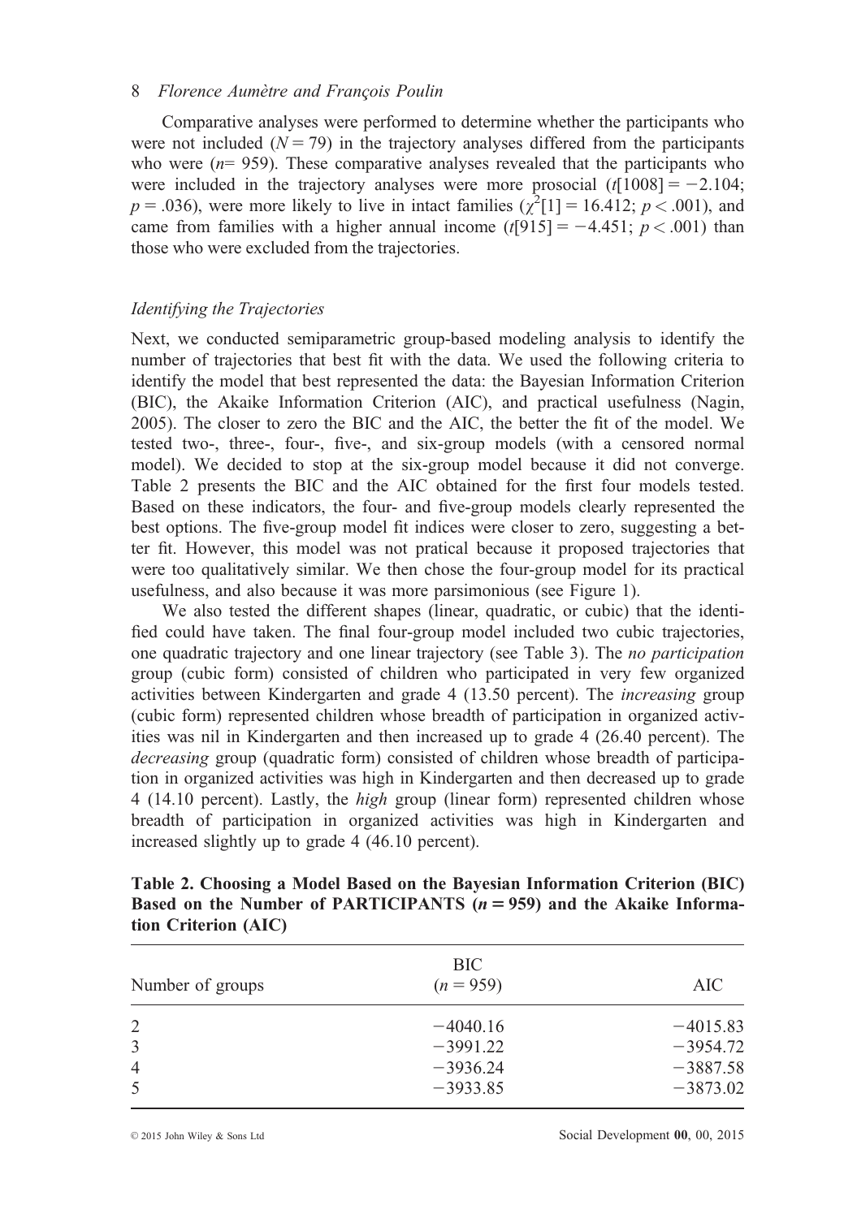Comparative analyses were performed to determine whether the participants who were not included ($N = 79$) in the trajectory analyses differed from the participants who were ($n$= 959). These comparative analyses revealed that the participants who were included in the trajectory analyses were more prosocial ($t[1008] = -2.104$; $p = .036$), were more likely to live in intact families ($\chi^2[1] = 16.412$; $p < .001$), and came from families with a higher annual income ($t[915] = -4.451$; $p < .001$) than those who were excluded from the trajectories.

### *Identifying the Trajectories*

Next, we conducted semiparametric group-based modeling analysis to identify the number of trajectories that best fit with the data. We used the following criteria to identify the model that best represented the data: the Bayesian Information Criterion (BIC), the Akaike Information Criterion (AIC), and practical usefulness (Nagin, 2005). The closer to zero the BIC and the AIC, the better the fit of the model. We tested two-, three-, four-, five-, and six-group models (with a censored normal model). We decided to stop at the six-group model because it did not converge. Table 2 presents the BIC and the AIC obtained for the first four models tested. Based on these indicators, the four- and five-group models clearly represented the best options. The five-group model fit indices were closer to zero, suggesting a better fit. However, this model was not pratical because it proposed trajectories that were too qualitatively similar. We then chose the four-group model for its practical usefulness, and also because it was more parsimonious (see Figure 1).

We also tested the different shapes (linear, quadratic, or cubic) that the identified could have taken. The final four-group model included two cubic trajectories, one quadratic trajectory and one linear trajectory (see Table 3). The *no participation* group (cubic form) consisted of children who participated in very few organized activities between Kindergarten and grade 4 (13.50 percent). The *increasing* group (cubic form) represented children whose breadth of participation in organized activities was nil in Kindergarten and then increased up to grade 4 (26.40 percent). The *decreasing* group (quadratic form) consisted of children whose breadth of participation in organized activities was high in Kindergarten and then decreased up to grade 4 (14.10 percent). Lastly, the *high* group (linear form) represented children whose breadth of participation in organized activities was high in Kindergarten and increased slightly up to grade 4 (46.10 percent).

**Table 2. Choosing a Model Based on the Bayesian Information Criterion (BIC) Based on the Number of PARTICIPANTS ($n = 959$) and the Akaike Information Criterion (AIC)**

| Number of groups | BIC ($n = 959$) | AIC |
|---|---|---|
| 2 | −4040.16 | −4015.83 |
| 3 | −3991.22 | −3954.72 |
| 4 | −3936.24 | −3887.58 |
| 5 | −3933.85 | −3873.02 |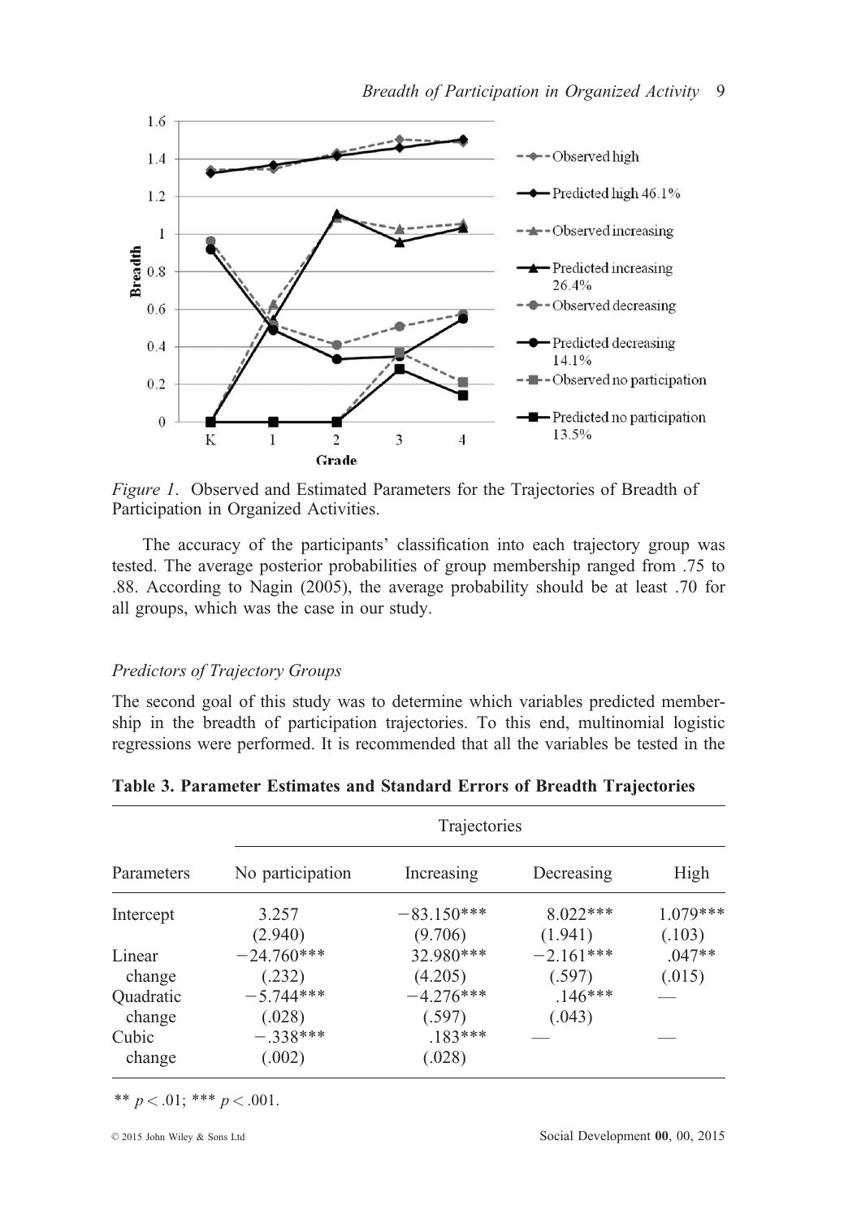*Figure 1*. Observed and Estimated Parameters for the Trajectories of Breadth of Participation in Organized Activities.

The accuracy of the participants' classification into each trajectory group was tested. The average posterior probabilities of group membership ranged from .75 to .88. According to Nagin (2005), the average probability should be at least .70 for all groups, which was the case in our study.

### *Predictors of Trajectory Groups*

The second goal of this study was to determine which variables predicted membership in the breadth of participation trajectories. To this end, multinomial logistic regressions were performed. It is recommended that all the variables be tested in the

**Table 3. Parameter Estimates and Standard Errors of Breadth Trajectories**

| | Trajectories | | | |
|---|---|---|---|---|
| Parameters | No participation | Increasing | Decreasing | High |
| Intercept | 3.257<br>(2.940) | −83.150***<br>(9.706) | 8.022***<br>(1.941) | 1.079***<br>(.103) |
| Linear change | −24.760***<br>(.232) | 32.980***<br>(4.205) | −2.161***<br>(.597) | .047**<br>(.015) |
| Quadratic change | −5.744***<br>(.028) | −4.276***<br>(.597) | .146***<br>(.043) | — |
| Cubic change | −.338***<br>(.002) | .183***<br>(.028) | — | — |

** $p < .01$; *** $p < .001$.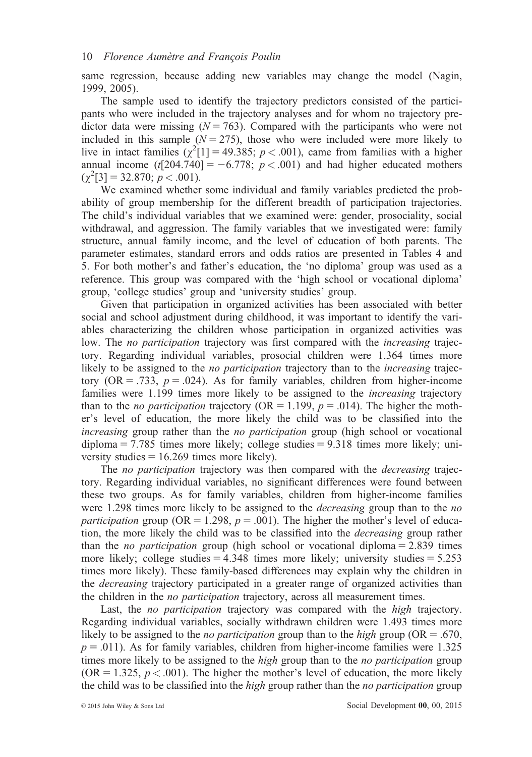same regression, because adding new variables may change the model (Nagin, 1999, 2005).

The sample used to identify the trajectory predictors consisted of the participants who were included in the trajectory analyses and for whom no trajectory predictor data were missing ($N = 763$). Compared with the participants who were not included in this sample ($N = 275$), those who were included were more likely to live in intact families ($\chi^2[1] = 49.385$; $p < .001$), came from families with a higher annual income ($t[204.740] = -6.778$; $p < .001$) and had higher educated mothers ($\chi^2[3] = 32.870$; $p < .001$).

We examined whether some individual and family variables predicted the probability of group membership for the different breadth of participation trajectories. The child's individual variables that we examined were: gender, prosociality, social withdrawal, and aggression. The family variables that we investigated were: family structure, annual family income, and the level of education of both parents. The parameter estimates, standard errors and odds ratios are presented in Tables 4 and 5. For both mother's and father's education, the 'no diploma' group was used as a reference. This group was compared with the 'high school or vocational diploma' group, 'college studies' group and 'university studies' group.

Given that participation in organized activities has been associated with better social and school adjustment during childhood, it was important to identify the variables characterizing the children whose participation in organized activities was low. The *no participation* trajectory was first compared with the *increasing* trajectory. Regarding individual variables, prosocial children were 1.364 times more likely to be assigned to the *no participation* trajectory than to the *increasing* trajectory (OR = .733, $p = .024$). As for family variables, children from higher-income families were 1.199 times more likely to be assigned to the *increasing* trajectory than to the *no participation* trajectory (OR = 1.199, $p = .014$). The higher the mother's level of education, the more likely the child was to be classified into the *increasing* group rather than the *no participation* group (high school or vocational diploma = 7.785 times more likely; college studies = 9.318 times more likely; university studies = 16.269 times more likely).

The *no participation* trajectory was then compared with the *decreasing* trajectory. Regarding individual variables, no significant differences were found between these two groups. As for family variables, children from higher-income families were 1.298 times more likely to be assigned to the *decreasing* group than to the *no participation* group (OR = 1.298, $p = .001$). The higher the mother's level of education, the more likely the child was to be classified into the *decreasing* group rather than the *no participation* group (high school or vocational diploma = 2.839 times more likely; college studies = 4.348 times more likely; university studies = 5.253 times more likely). These family-based differences may explain why the children in the *decreasing* trajectory participated in a greater range of organized activities than the children in the *no participation* trajectory, across all measurement times.

Last, the *no participation* trajectory was compared with the *high* trajectory. Regarding individual variables, socially withdrawn children were 1.493 times more likely to be assigned to the *no participation* group than to the *high* group (OR = .670, $p = .011$). As for family variables, children from higher-income families were 1.325 times more likely to be assigned to the *high* group than to the *no participation* group (OR = 1.325, $p < .001$). The higher the mother's level of education, the more likely the child was to be classified into the *high* group rather than the *no participation* group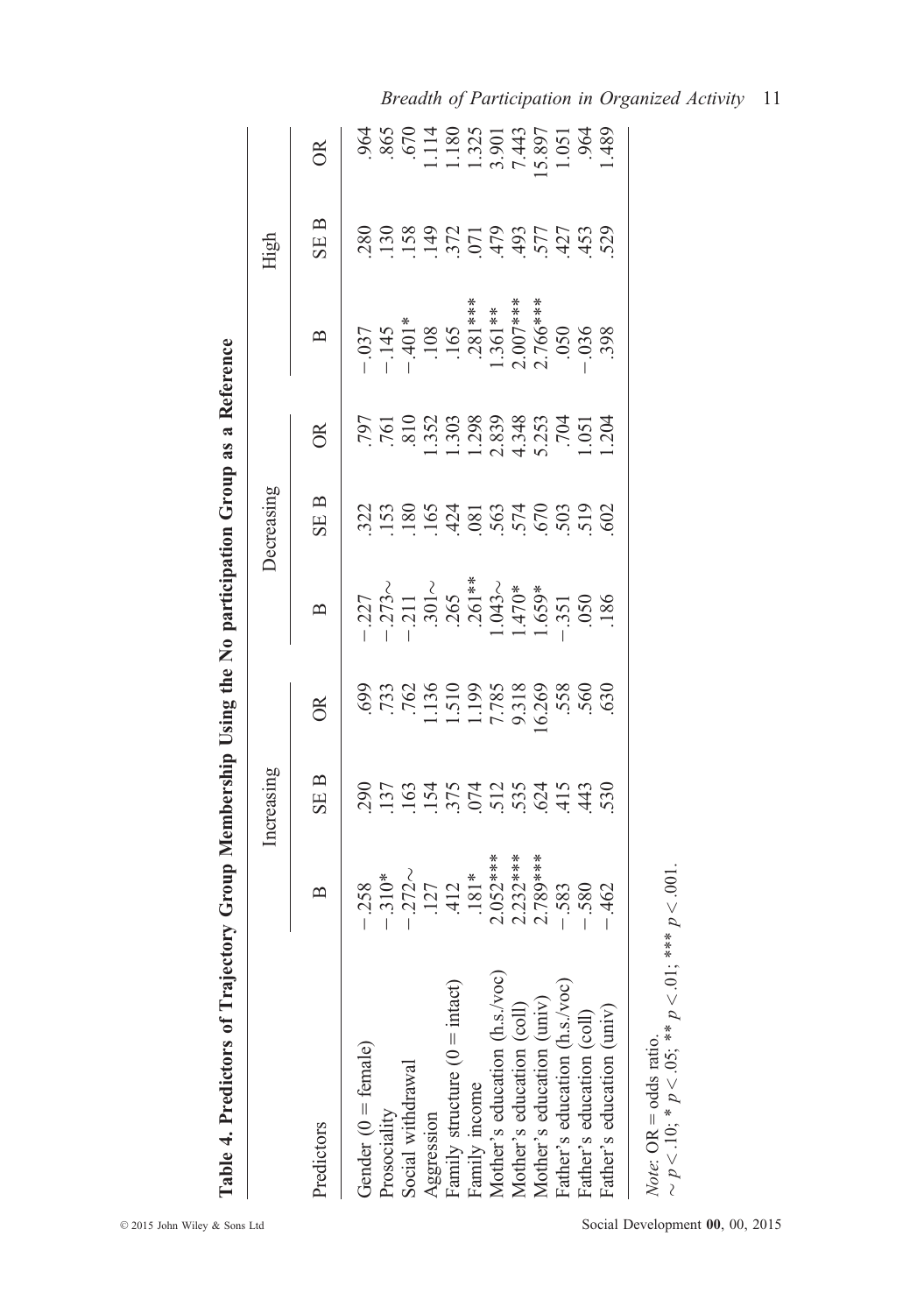**Table 4. Predictors of Trajectory Group Membership Using the No participation Group as a Reference**

| Predictors | Increasing | | | Decreasing | | | High | | |
|---|---|---|---|---|---|---|---|---|---|
| | B | SE B | OR | B | SE B | OR | B | SE B | OR |
| Gender (0 = female) | −.258 | .290 | .699 | −.227 | .322 | .797 | −.037 | .280 | .964 |
| Prosociality | −.310* | .137 | .733 | −.273~ | .153 | .761 | −.145 | .130 | .865 |
| Social withdrawal | −.272~ | .163 | .762 | −.211 | .180 | .810 | −.401* | .158 | .670 |
| Aggression | .127 | .154 | 1.136 | .301~ | .165 | 1.352 | .108 | .149 | 1.114 |
| Family structure (0 = intact) | .412 | .375 | 1.510 | .265 | .424 | 1.303 | .165 | .372 | 1.180 |
| Family income | .181* | .074 | 1.199 | .261** | .081 | 1.298 | .281*** | .071 | 1.325 |
| Mother's education (h.s./voc) | 2.052*** | .512 | 7.785 | 1.043~ | .563 | 2.839 | 1.361** | .479 | 3.901 |
| Mother's education (coll) | 2.232*** | .535 | 9.318 | 1.470* | .574 | 4.348 | 2.007*** | .493 | 7.443 |
| Mother's education (univ) | 2.789*** | .624 | 16.269 | 1.659* | .670 | 5.253 | 2.766*** | .577 | 15.897 |
| Father's education (h.s./voc) | −.583 | .415 | .558 | −.351 | .503 | .704 | .050 | .427 | 1.051 |
| Father's education (coll) | −.580 | .443 | .560 | .050 | .519 | 1.051 | −.036 | .453 | .964 |
| Father's education (univ) | −.462 | .530 | .630 | .186 | .602 | 1.204 | .398 | .529 | 1.489 |

*Note*. OR = odds ratio.
~ $p < .10$; * $p < .05$; ** $p < .01$; *** $p < .001$.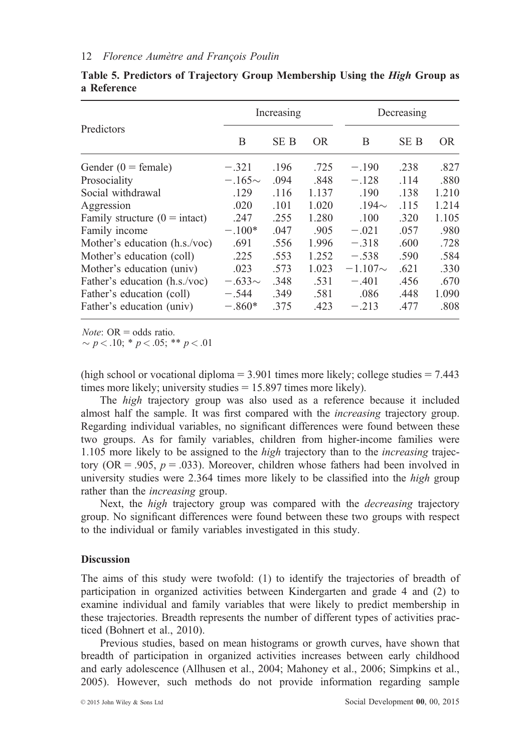**Table 5. Predictors of Trajectory Group Membership Using the *High* Group as a Reference**

| Predictors | Increasing | | | Decreasing | | |
|---|---|---|---|---|---|---|
| | B | SE B | OR | B | SE B | OR |
| Gender (0 = female) | −.321 | .196 | .725 | −.190 | .238 | .827 |
| Prosociality | −.165∼ | .094 | .848 | −.128 | .114 | .880 |
| Social withdrawal | .129 | .116 | 1.137 | .190 | .138 | 1.210 |
| Aggression | .020 | .101 | 1.020 | .194∼ | .115 | 1.214 |
| Family structure (0 = intact) | .247 | .255 | 1.280 | .100 | .320 | 1.105 |
| Family income | −.100* | .047 | .905 | −.021 | .057 | .980 |
| Mother's education (h.s./voc) | .691 | .556 | 1.996 | −.318 | .600 | .728 |
| Mother's education (coll) | .225 | .553 | 1.252 | −.538 | .590 | .584 |
| Mother's education (univ) | .023 | .573 | 1.023 | −1.107∼ | .621 | .330 |
| Father's education (h.s./voc) | −.633∼ | .348 | .531 | −.401 | .456 | .670 |
| Father's education (coll) | −.544 | .349 | .581 | .086 | .448 | 1.090 |
| Father's education (univ) | −.860* | .375 | .423 | −.213 | .477 | .808 |

*Note*: OR = odds ratio.
∼ $p < .10$; * $p < .05$; ** $p < .01$

(high school or vocational diploma = 3.901 times more likely; college studies = 7.443 times more likely; university studies = 15.897 times more likely).

The *high* trajectory group was also used as a reference because it included almost half the sample. It was first compared with the *increasing* trajectory group. Regarding individual variables, no significant differences were found between these two groups. As for family variables, children from higher-income families were 1.105 more likely to be assigned to the *high* trajectory than to the *increasing* trajectory (OR = .905, $p = .033$). Moreover, children whose fathers had been involved in university studies were 2.364 times more likely to be classified into the *high* group rather than the *increasing* group.

Next, the *high* trajectory group was compared with the *decreasing* trajectory group. No significant differences were found between these two groups with respect to the individual or family variables investigated in this study.

## Discussion

The aims of this study were twofold: (1) to identify the trajectories of breadth of participation in organized activities between Kindergarten and grade 4 and (2) to examine individual and family variables that were likely to predict membership in these trajectories. Breadth represents the number of different types of activities practiced (Bohnert et al., 2010).

Previous studies, based on mean histograms or growth curves, have shown that breadth of participation in organized activities increases between early childhood and early adolescence (Allhusen et al., 2004; Mahoney et al., 2006; Simpkins et al., 2005). However, such methods do not provide information regarding sample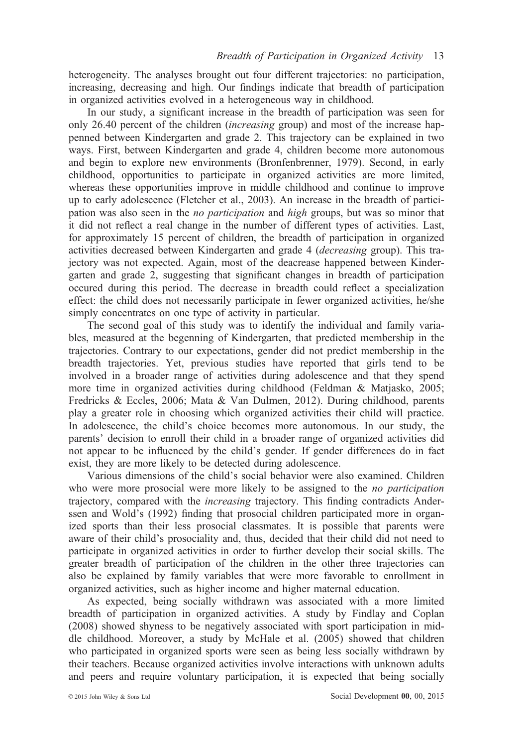heterogeneity. The analyses brought out four different trajectories: no participation, increasing, decreasing and high. Our findings indicate that breadth of participation in organized activities evolved in a heterogeneous way in childhood.

In our study, a significant increase in the breadth of participation was seen for only 26.40 percent of the children (*increasing* group) and most of the increase happenned between Kindergarten and grade 2. This trajectory can be explained in two ways. First, between Kindergarten and grade 4, children become more autonomous and begin to explore new environments (Bronfenbrenner, 1979). Second, in early childhood, opportunities to participate in organized activities are more limited, whereas these opportunities improve in middle childhood and continue to improve up to early adolescence (Fletcher et al., 2003). An increase in the breadth of participation was also seen in the *no participation* and *high* groups, but was so minor that it did not reflect a real change in the number of different types of activities. Last, for approximately 15 percent of children, the breadth of participation in organized activities decreased between Kindergarten and grade 4 (*decreasing* group). This trajectory was not expected. Again, most of the deacrease happened between Kindergarten and grade 2, suggesting that significant changes in breadth of participation occured during this period. The decrease in breadth could reflect a specialization effect: the child does not necessarily participate in fewer organized activities, he/she simply concentrates on one type of activity in particular.

The second goal of this study was to identify the individual and family variables, measured at the begenning of Kindergarten, that predicted membership in the trajectories. Contrary to our expectations, gender did not predict membership in the breadth trajectories. Yet, previous studies have reported that girls tend to be involved in a broader range of activities during adolescence and that they spend more time in organized activities during childhood (Feldman & Matjasko, 2005; Fredricks & Eccles, 2006; Mata & Van Dulmen, 2012). During childhood, parents play a greater role in choosing which organized activities their child will practice. In adolescence, the child's choice becomes more autonomous. In our study, the parents' decision to enroll their child in a broader range of organized activities did not appear to be influenced by the child's gender. If gender differences do in fact exist, they are more likely to be detected during adolescence.

Various dimensions of the child's social behavior were also examined. Children who were more prosocial were more likely to be assigned to the *no participation* trajectory, compared with the *increasing* trajectory. This finding contradicts Anderssen and Wold's (1992) finding that prosocial children participated more in organized sports than their less prosocial classmates. It is possible that parents were aware of their child's prosociality and, thus, decided that their child did not need to participate in organized activities in order to further develop their social skills. The greater breadth of participation of the children in the other three trajectories can also be explained by family variables that were more favorable to enrollment in organized activities, such as higher income and higher maternal education.

As expected, being socially withdrawn was associated with a more limited breadth of participation in organized activities. A study by Findlay and Coplan (2008) showed shyness to be negatively associated with sport participation in middle childhood. Moreover, a study by McHale et al. (2005) showed that children who participated in organized sports were seen as being less socially withdrawn by their teachers. Because organized activities involve interactions with unknown adults and peers and require voluntary participation, it is expected that being socially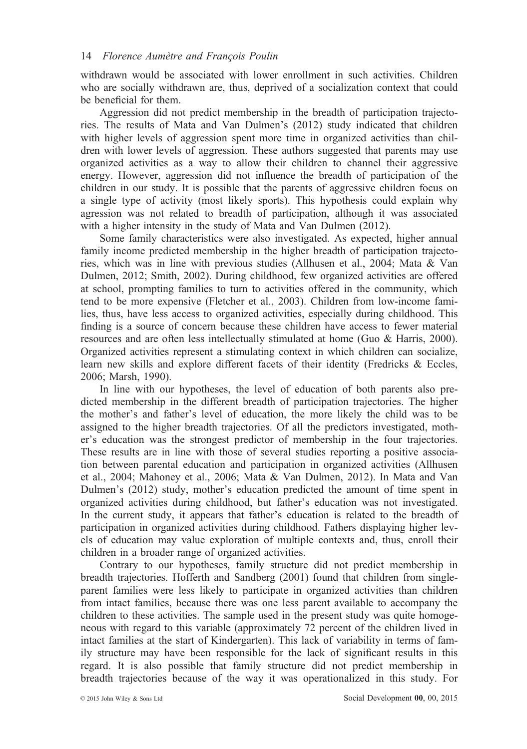withdrawn would be associated with lower enrollment in such activities. Children who are socially withdrawn are, thus, deprived of a socialization context that could be beneficial for them.

Aggression did not predict membership in the breadth of participation trajectories. The results of Mata and Van Dulmen's (2012) study indicated that children with higher levels of aggression spent more time in organized activities than children with lower levels of aggression. These authors suggested that parents may use organized activities as a way to allow their children to channel their aggressive energy. However, aggression did not influence the breadth of participation of the children in our study. It is possible that the parents of aggressive children focus on a single type of activity (most likely sports). This hypothesis could explain why agression was not related to breadth of participation, although it was associated with a higher intensity in the study of Mata and Van Dulmen (2012).

Some family characteristics were also investigated. As expected, higher annual family income predicted membership in the higher breadth of participation trajectories, which was in line with previous studies (Allhusen et al., 2004; Mata & Van Dulmen, 2012; Smith, 2002). During childhood, few organized activities are offered at school, prompting families to turn to activities offered in the community, which tend to be more expensive (Fletcher et al., 2003). Children from low-income families, thus, have less access to organized activities, especially during childhood. This finding is a source of concern because these children have access to fewer material resources and are often less intellectually stimulated at home (Guo & Harris, 2000). Organized activities represent a stimulating context in which children can socialize, learn new skills and explore different facets of their identity (Fredricks & Eccles, 2006; Marsh, 1990).

In line with our hypotheses, the level of education of both parents also predicted membership in the different breadth of participation trajectories. The higher the mother's and father's level of education, the more likely the child was to be assigned to the higher breadth trajectories. Of all the predictors investigated, mother's education was the strongest predictor of membership in the four trajectories. These results are in line with those of several studies reporting a positive association between parental education and participation in organized activities (Allhusen et al., 2004; Mahoney et al., 2006; Mata & Van Dulmen, 2012). In Mata and Van Dulmen's (2012) study, mother's education predicted the amount of time spent in organized activities during childhood, but father's education was not investigated. In the current study, it appears that father's education is related to the breadth of participation in organized activities during childhood. Fathers displaying higher levels of education may value exploration of multiple contexts and, thus, enroll their children in a broader range of organized activities.

Contrary to our hypotheses, family structure did not predict membership in breadth trajectories. Hofferth and Sandberg (2001) found that children from single-parent families were less likely to participate in organized activities than children from intact families, because there was one less parent available to accompany the children to these activities. The sample used in the present study was quite homogeneous with regard to this variable (approximately 72 percent of the children lived in intact families at the start of Kindergarten). This lack of variability in terms of family structure may have been responsible for the lack of significant results in this regard. It is also possible that family structure did not predict membership in breadth trajectories because of the way it was operationalized in this study. For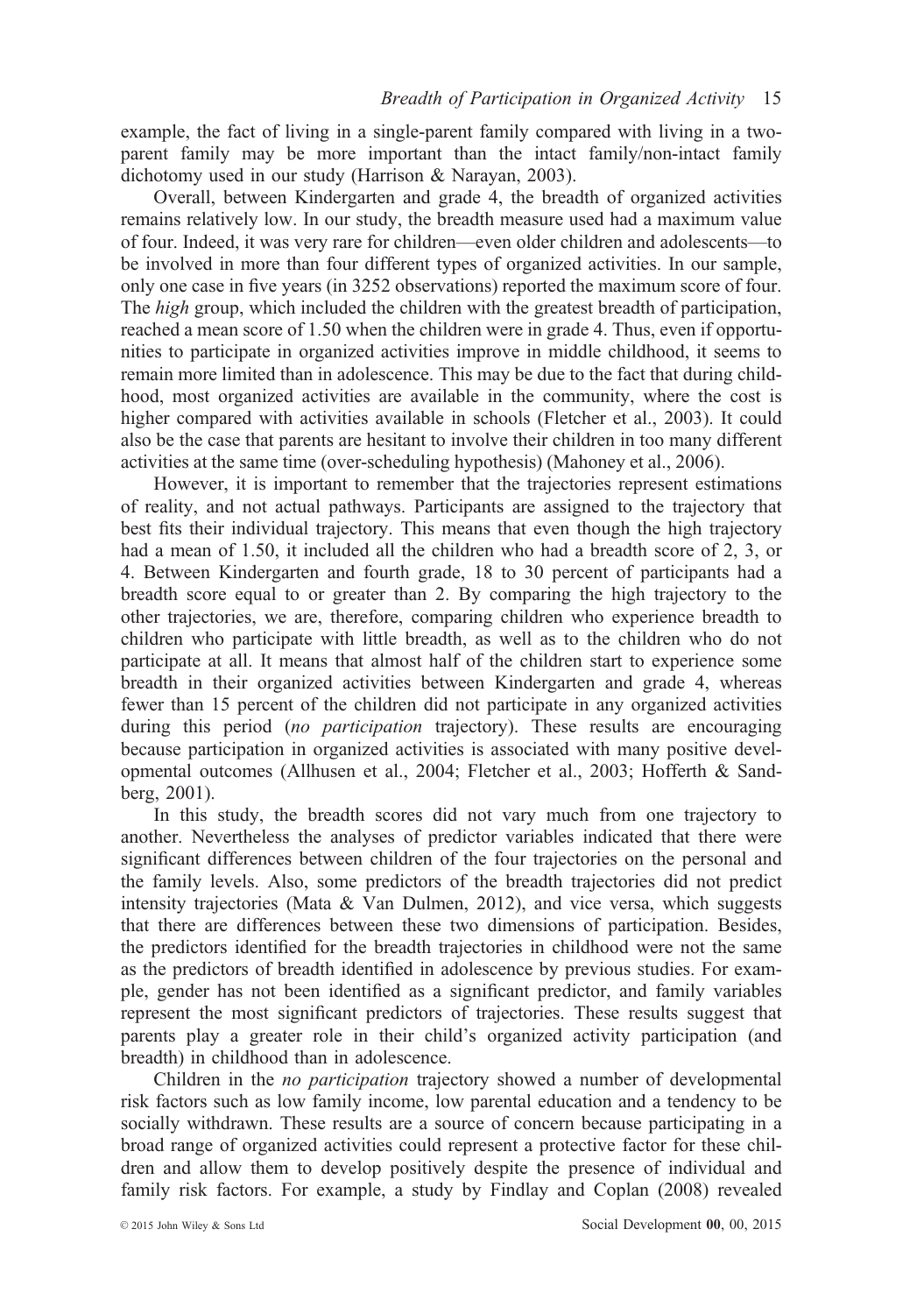example, the fact of living in a single-parent family compared with living in a two-parent family may be more important than the intact family/non-intact family dichotomy used in our study (Harrison & Narayan, 2003).

Overall, between Kindergarten and grade 4, the breadth of organized activities remains relatively low. In our study, the breadth measure used had a maximum value of four. Indeed, it was very rare for children—even older children and adolescents—to be involved in more than four different types of organized activities. In our sample, only one case in five years (in 3252 observations) reported the maximum score of four. The *high* group, which included the children with the greatest breadth of participation, reached a mean score of 1.50 when the children were in grade 4. Thus, even if opportunities to participate in organized activities improve in middle childhood, it seems to remain more limited than in adolescence. This may be due to the fact that during childhood, most organized activities are available in the community, where the cost is higher compared with activities available in schools (Fletcher et al., 2003). It could also be the case that parents are hesitant to involve their children in too many different activities at the same time (over-scheduling hypothesis) (Mahoney et al., 2006).

However, it is important to remember that the trajectories represent estimations of reality, and not actual pathways. Participants are assigned to the trajectory that best fits their individual trajectory. This means that even though the high trajectory had a mean of 1.50, it included all the children who had a breadth score of 2, 3, or 4. Between Kindergarten and fourth grade, 18 to 30 percent of participants had a breadth score equal to or greater than 2. By comparing the high trajectory to the other trajectories, we are, therefore, comparing children who experience breadth to children who participate with little breadth, as well as to the children who do not participate at all. It means that almost half of the children start to experience some breadth in their organized activities between Kindergarten and grade 4, whereas fewer than 15 percent of the children did not participate in any organized activities during this period (*no participation* trajectory). These results are encouraging because participation in organized activities is associated with many positive developmental outcomes (Allhusen et al., 2004; Fletcher et al., 2003; Hofferth & Sandberg, 2001).

In this study, the breadth scores did not vary much from one trajectory to another. Nevertheless the analyses of predictor variables indicated that there were significant differences between children of the four trajectories on the personal and the family levels. Also, some predictors of the breadth trajectories did not predict intensity trajectories (Mata & Van Dulmen, 2012), and vice versa, which suggests that there are differences between these two dimensions of participation. Besides, the predictors identified for the breadth trajectories in childhood were not the same as the predictors of breadth identified in adolescence by previous studies. For example, gender has not been identified as a significant predictor, and family variables represent the most significant predictors of trajectories. These results suggest that parents play a greater role in their child's organized activity participation (and breadth) in childhood than in adolescence.

Children in the *no participation* trajectory showed a number of developmental risk factors such as low family income, low parental education and a tendency to be socially withdrawn. These results are a source of concern because participating in a broad range of organized activities could represent a protective factor for these children and allow them to develop positively despite the presence of individual and family risk factors. For example, a study by Findlay and Coplan (2008) revealed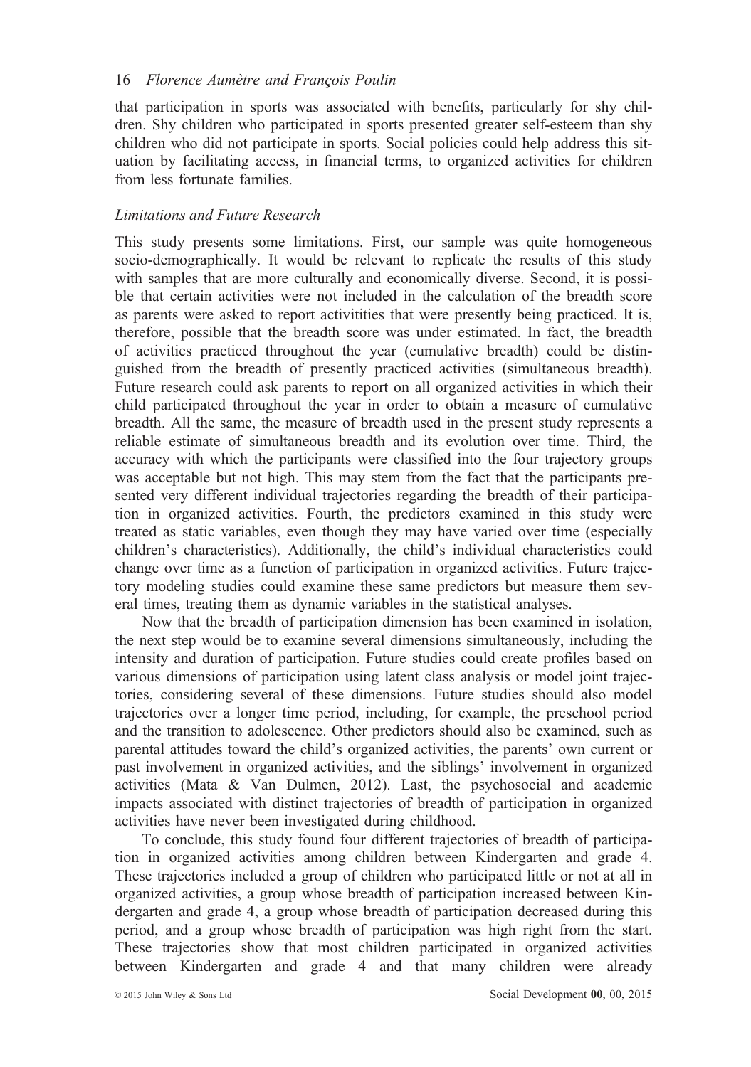that participation in sports was associated with benefits, particularly for shy children. Shy children who participated in sports presented greater self-esteem than shy children who did not participate in sports. Social policies could help address this situation by facilitating access, in financial terms, to organized activities for children from less fortunate families.

### *Limitations and Future Research*

This study presents some limitations. First, our sample was quite homogeneous socio-demographically. It would be relevant to replicate the results of this study with samples that are more culturally and economically diverse. Second, it is possible that certain activities were not included in the calculation of the breadth score as parents were asked to report activitities that were presently being practiced. It is, therefore, possible that the breadth score was under estimated. In fact, the breadth of activities practiced throughout the year (cumulative breadth) could be distinguished from the breadth of presently practiced activities (simultaneous breadth). Future research could ask parents to report on all organized activities in which their child participated throughout the year in order to obtain a measure of cumulative breadth. All the same, the measure of breadth used in the present study represents a reliable estimate of simultaneous breadth and its evolution over time. Third, the accuracy with which the participants were classified into the four trajectory groups was acceptable but not high. This may stem from the fact that the participants presented very different individual trajectories regarding the breadth of their participation in organized activities. Fourth, the predictors examined in this study were treated as static variables, even though they may have varied over time (especially children's characteristics). Additionally, the child's individual characteristics could change over time as a function of participation in organized activities. Future trajectory modeling studies could examine these same predictors but measure them several times, treating them as dynamic variables in the statistical analyses.

Now that the breadth of participation dimension has been examined in isolation, the next step would be to examine several dimensions simultaneously, including the intensity and duration of participation. Future studies could create profiles based on various dimensions of participation using latent class analysis or model joint trajectories, considering several of these dimensions. Future studies should also model trajectories over a longer time period, including, for example, the preschool period and the transition to adolescence. Other predictors should also be examined, such as parental attitudes toward the child's organized activities, the parents' own current or past involvement in organized activities, and the siblings' involvement in organized activities (Mata & Van Dulmen, 2012). Last, the psychosocial and academic impacts associated with distinct trajectories of breadth of participation in organized activities have never been investigated during childhood.

To conclude, this study found four different trajectories of breadth of participation in organized activities among children between Kindergarten and grade 4. These trajectories included a group of children who participated little or not at all in organized activities, a group whose breadth of participation increased between Kindergarten and grade 4, a group whose breadth of participation decreased during this period, and a group whose breadth of participation was high right from the start. These trajectories show that most children participated in organized activities between Kindergarten and grade 4 and that many children were already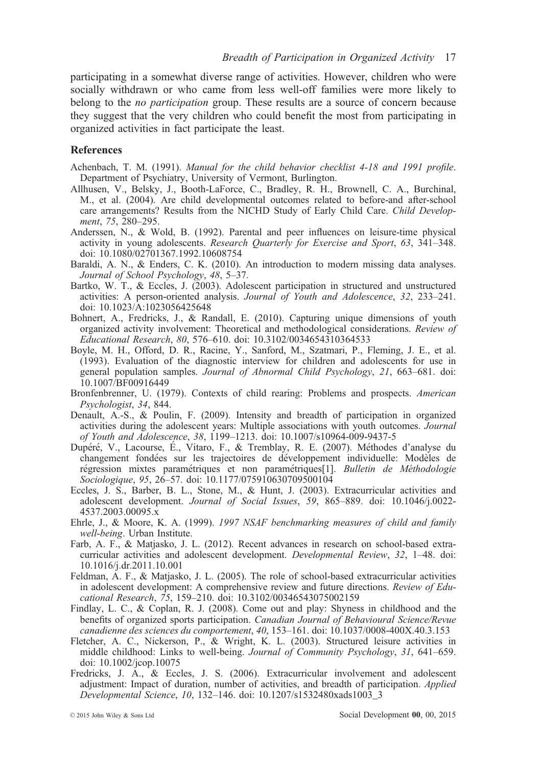participating in a somewhat diverse range of activities. However, children who were socially withdrawn or who came from less well-off families were more likely to belong to the *no participation* group. These results are a source of concern because they suggest that the very children who could benefit the most from participating in organized activities in fact participate the least.

## References

Achenbach, T. M. (1991). *Manual for the child behavior checklist 4-18 and 1991 profile*. Department of Psychiatry, University of Vermont, Burlington.

Allhusen, V., Belsky, J., Booth-LaForce, C., Bradley, R. H., Brownell, C. A., Burchinal, M., et al. (2004). Are child developmental outcomes related to before-and after-school care arrangements? Results from the NICHD Study of Early Child Care. *Child Development*, *75*, 280–295.

Anderssen, N., & Wold, B. (1992). Parental and peer influences on leisure-time physical activity in young adolescents. *Research Quarterly for Exercise and Sport*, *63*, 341–348. doi: 10.1080/02701367.1992.10608754

Baraldi, A. N., & Enders, C. K. (2010). An introduction to modern missing data analyses. *Journal of School Psychology*, *48*, 5–37.

Bartko, W. T., & Eccles, J. (2003). Adolescent participation in structured and unstructured activities: A person-oriented analysis. *Journal of Youth and Adolescence*, *32*, 233–241. doi: 10.1023/A:1023056425648

Bohnert, A., Fredricks, J., & Randall, E. (2010). Capturing unique dimensions of youth organized activity involvement: Theoretical and methodological considerations. *Review of Educational Research*, *80*, 576–610. doi: 10.3102/0034654310364533

Boyle, M. H., Offord, D. R., Racine, Y., Sanford, M., Szatmari, P., Fleming, J. E., et al. (1993). Evaluation of the diagnostic interview for children and adolescents for use in general population samples. *Journal of Abnormal Child Psychology*, *21*, 663–681. doi: 10.1007/BF00916449

Bronfenbrenner, U. (1979). Contexts of child rearing: Problems and prospects. *American Psychologist*, *34*, 844.

Denault, A.-S., & Poulin, F. (2009). Intensity and breadth of participation in organized activities during the adolescent years: Multiple associations with youth outcomes. *Journal of Youth and Adolescence*, *38*, 1199–1213. doi: 10.1007/s10964-009-9437-5

Dupéré, V., Lacourse, É., Vitaro, F., & Tremblay, R. E. (2007). Méthodes d'analyse du changement fondées sur les trajectoires de développement individuelle: Modèles de régression mixtes paramétriques et non paramétriques[1]. *Bulletin de Méthodologie Sociologique*, *95*, 26–57. doi: 10.1177/075910630709500104

Eccles, J. S., Barber, B. L., Stone, M., & Hunt, J. (2003). Extracurricular activities and adolescent development. *Journal of Social Issues*, *59*, 865–889. doi: 10.1046/j.0022-4537.2003.00095.x

Ehrle, J., & Moore, K. A. (1999). *1997 NSAF benchmarking measures of child and family well-being*. Urban Institute.

Farb, A. F., & Matjasko, J. L. (2012). Recent advances in research on school-based extracurricular activities and adolescent development. *Developmental Review*, *32*, 1–48. doi: 10.1016/j.dr.2011.10.001

Feldman, A. F., & Matjasko, J. L. (2005). The role of school-based extracurricular activities in adolescent development: A comprehensive review and future directions. *Review of Educational Research*, *75*, 159–210. doi: 10.3102/00346543075002159

Findlay, L. C., & Coplan, R. J. (2008). Come out and play: Shyness in childhood and the benefits of organized sports participation. *Canadian Journal of Behavioural Science/Revue canadienne des sciences du comportement*, *40*, 153–161. doi: 10.1037/0008-400X.40.3.153

Fletcher, A. C., Nickerson, P., & Wright, K. L. (2003). Structured leisure activities in middle childhood: Links to well-being. *Journal of Community Psychology*, *31*, 641–659. doi: 10.1002/jcop.10075

Fredricks, J. A., & Eccles, J. S. (2006). Extracurricular involvement and adolescent adjustment: Impact of duration, number of activities, and breadth of participation. *Applied Developmental Science*, *10*, 132–146. doi: 10.1207/s1532480xads1003_3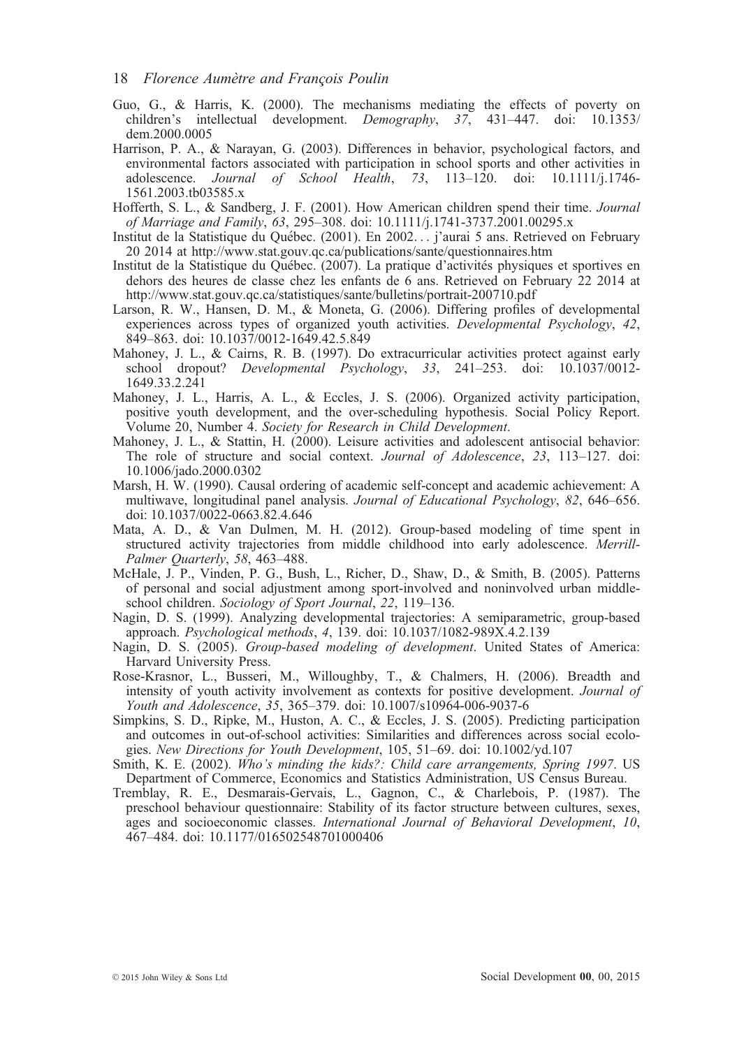Guo, G., & Harris, K. (2000). The mechanisms mediating the effects of poverty on children's intellectual development. *Demography*, *37*, 431–447. doi: 10.1353/dem.2000.0005

Harrison, P. A., & Narayan, G. (2003). Differences in behavior, psychological factors, and environmental factors associated with participation in school sports and other activities in adolescence. *Journal of School Health*, *73*, 113–120. doi: 10.1111/j.1746-1561.2003.tb03585.x

Hofferth, S. L., & Sandberg, J. F. (2001). How American children spend their time. *Journal of Marriage and Family*, *63*, 295–308. doi: 10.1111/j.1741-3737.2001.00295.x

Institut de la Statistique du Québec. (2001). En 2002… j'aurai 5 ans. Retrieved on February 20 2014 at http://www.stat.gouv.qc.ca/publications/sante/questionnaires.htm

Institut de la Statistique du Québec. (2007). La pratique d'activités physiques et sportives en dehors des heures de classe chez les enfants de 6 ans. Retrieved on February 22 2014 at http://www.stat.gouv.qc.ca/statistiques/sante/bulletins/portrait-200710.pdf

Larson, R. W., Hansen, D. M., & Moneta, G. (2006). Differing profiles of developmental experiences across types of organized youth activities. *Developmental Psychology*, *42*, 849–863. doi: 10.1037/0012-1649.42.5.849

Mahoney, J. L., & Cairns, R. B. (1997). Do extracurricular activities protect against early school dropout? *Developmental Psychology*, *33*, 241–253. doi: 10.1037/0012-1649.33.2.241

Mahoney, J. L., Harris, A. L., & Eccles, J. S. (2006). Organized activity participation, positive youth development, and the over-scheduling hypothesis. Social Policy Report. Volume 20, Number 4. *Society for Research in Child Development*.

Mahoney, J. L., & Stattin, H. (2000). Leisure activities and adolescent antisocial behavior: The role of structure and social context. *Journal of Adolescence*, *23*, 113–127. doi: 10.1006/jado.2000.0302

Marsh, H. W. (1990). Causal ordering of academic self-concept and academic achievement: A multiwave, longitudinal panel analysis. *Journal of Educational Psychology*, *82*, 646–656. doi: 10.1037/0022-0663.82.4.646

Mata, A. D., & Van Dulmen, M. H. (2012). Group-based modeling of time spent in structured activity trajectories from middle childhood into early adolescence. *Merrill-Palmer Quarterly*, *58*, 463–488.

McHale, J. P., Vinden, P. G., Bush, L., Richer, D., Shaw, D., & Smith, B. (2005). Patterns of personal and social adjustment among sport-involved and noninvolved urban middle-school children. *Sociology of Sport Journal*, *22*, 119–136.

Nagin, D. S. (1999). Analyzing developmental trajectories: A semiparametric, group-based approach. *Psychological methods*, *4*, 139. doi: 10.1037/1082-989X.4.2.139

Nagin, D. S. (2005). *Group-based modeling of development*. United States of America: Harvard University Press.

Rose-Krasnor, L., Busseri, M., Willoughby, T., & Chalmers, H. (2006). Breadth and intensity of youth activity involvement as contexts for positive development. *Journal of Youth and Adolescence*, *35*, 365–379. doi: 10.1007/s10964-006-9037-6

Simpkins, S. D., Ripke, M., Huston, A. C., & Eccles, J. S. (2005). Predicting participation and outcomes in out-of-school activities: Similarities and differences across social ecologies. *New Directions for Youth Development*, 105, 51–69. doi: 10.1002/yd.107

Smith, K. E. (2002). *Who's minding the kids?: Child care arrangements, Spring 1997*. US Department of Commerce, Economics and Statistics Administration, US Census Bureau.

Tremblay, R. E., Desmarais-Gervais, L., Gagnon, C., & Charlebois, P. (1987). The preschool behaviour questionnaire: Stability of its factor structure between cultures, sexes, ages and socioeconomic classes. *International Journal of Behavioral Development*, *10*, 467–484. doi: 10.1177/016502548701000406